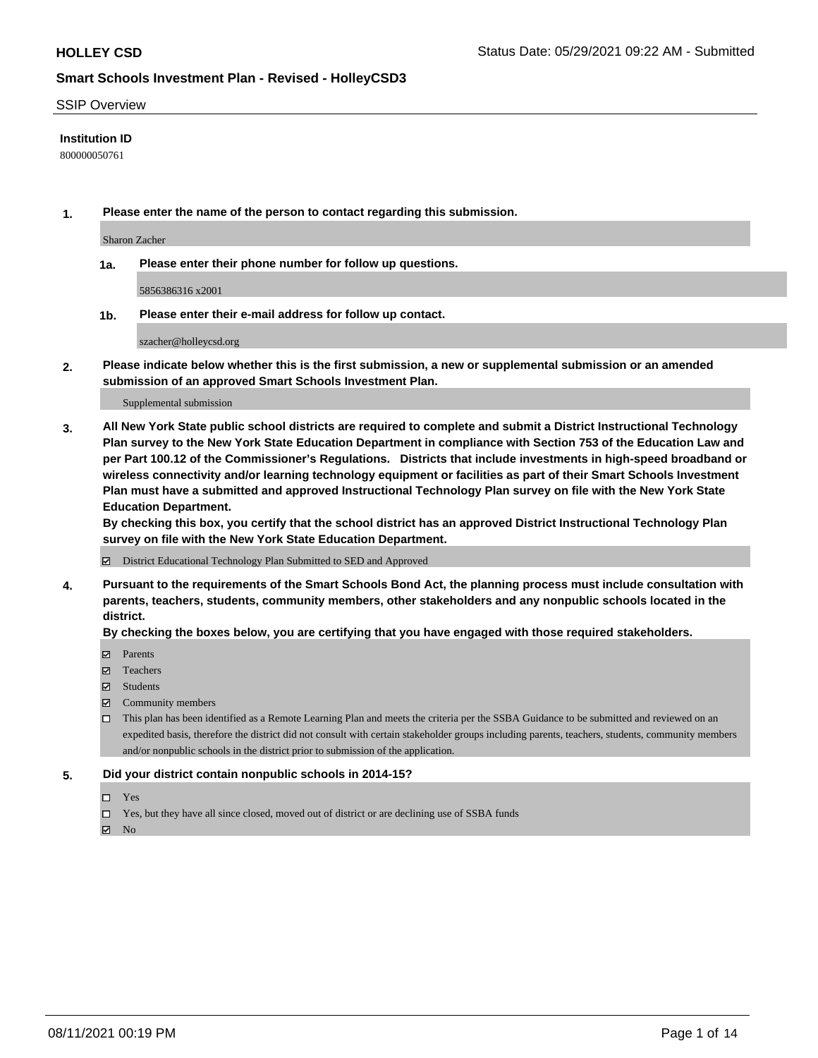**HOLLEY CSD**

Status Date: 05/29/2021 09:22 AM - Submitted

**Smart Schools Investment Plan - Revised - HolleyCSD3**

SSIP Overview

**Institution ID**

800000050761

**1. Please enter the name of the person to contact regarding this submission.**

Sharon Zacher

**1a. Please enter their phone number for follow up questions.**

5856386316 x2001

**1b. Please enter their e-mail address for follow up contact.**

szacher@holleycsd.org

**2. Please indicate below whether this is the first submission, a new or supplemental submission or an amended submission of an approved Smart Schools Investment Plan.**

Supplemental submission

**3. All New York State public school districts are required to complete and submit a District Instructional Technology Plan survey to the New York State Education Department in compliance with Section 753 of the Education Law and per Part 100.12 of the Commissioner's Regulations. Districts that include investments in high-speed broadband or wireless connectivity and/or learning technology equipment or facilities as part of their Smart Schools Investment Plan must have a submitted and approved Instructional Technology Plan survey on file with the New York State Education Department.**
**By checking this box, you certify that the school district has an approved District Instructional Technology Plan survey on file with the New York State Education Department.**

- [x] District Educational Technology Plan Submitted to SED and Approved

**4. Pursuant to the requirements of the Smart Schools Bond Act, the planning process must include consultation with parents, teachers, students, community members, other stakeholders and any nonpublic schools located in the district.**
**By checking the boxes below, you are certifying that you have engaged with those required stakeholders.**

- [x] Parents
- [x] Teachers
- [x] Students
- [x] Community members
- [ ] This plan has been identified as a Remote Learning Plan and meets the criteria per the SSBA Guidance to be submitted and reviewed on an expedited basis, therefore the district did not consult with certain stakeholder groups including parents, teachers, students, community members and/or nonpublic schools in the district prior to submission of the application.

**5. Did your district contain nonpublic schools in 2014-15?**

- [ ] Yes
- [ ] Yes, but they have all since closed, moved out of district or are declining use of SSBA funds
- [x] No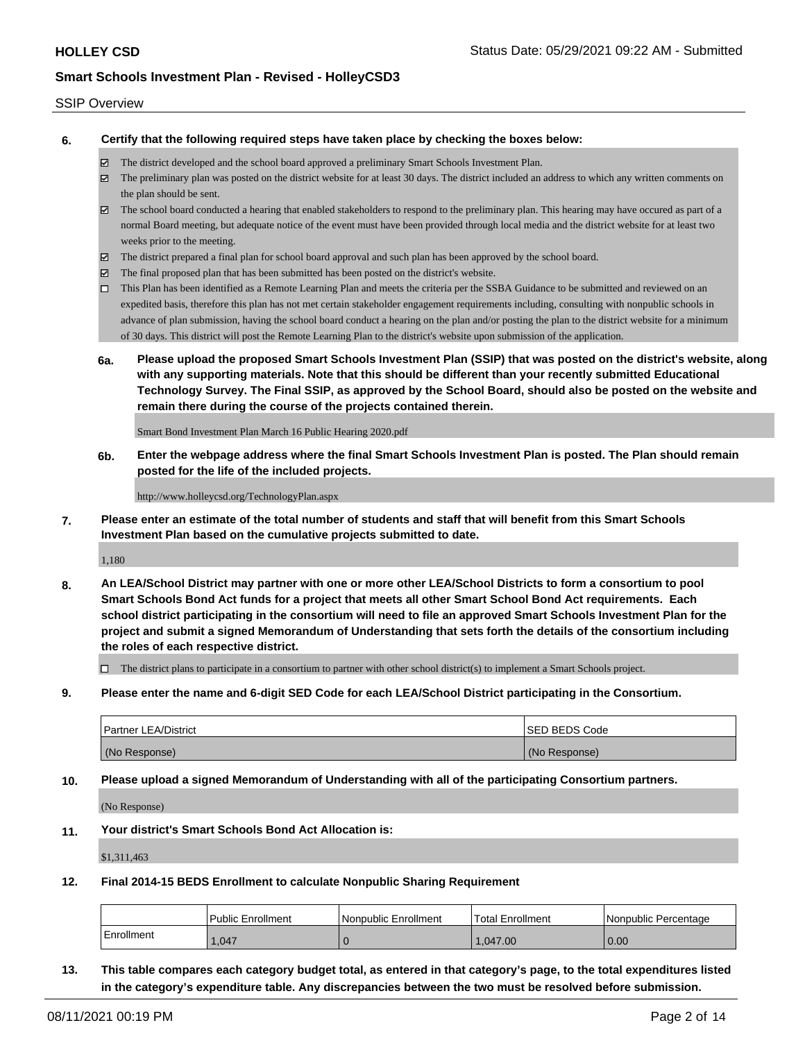SSIP Overview

**6. Certify that the following required steps have taken place by checking the boxes below:**

- ☑ The district developed and the school board approved a preliminary Smart Schools Investment Plan.
- ☑ The preliminary plan was posted on the district website for at least 30 days. The district included an address to which any written comments on the plan should be sent.
- ☑ The school board conducted a hearing that enabled stakeholders to respond to the preliminary plan. This hearing may have occured as part of a normal Board meeting, but adequate notice of the event must have been provided through local media and the district website for at least two weeks prior to the meeting.
- ☑ The district prepared a final plan for school board approval and such plan has been approved by the school board.
- ☑ The final proposed plan that has been submitted has been posted on the district's website.
- ☐ This Plan has been identified as a Remote Learning Plan and meets the criteria per the SSBA Guidance to be submitted and reviewed on an expedited basis, therefore this plan has not met certain stakeholder engagement requirements including, consulting with nonpublic schools in advance of plan submission, having the school board conduct a hearing on the plan and/or posting the plan to the district website for a minimum of 30 days. This district will post the Remote Learning Plan to the district's website upon submission of the application.

**6a. Please upload the proposed Smart Schools Investment Plan (SSIP) that was posted on the district's website, along with any supporting materials. Note that this should be different than your recently submitted Educational Technology Survey. The Final SSIP, as approved by the School Board, should also be posted on the website and remain there during the course of the projects contained therein.**

Smart Bond Investment Plan March 16 Public Hearing 2020.pdf

**6b. Enter the webpage address where the final Smart Schools Investment Plan is posted. The Plan should remain posted for the life of the included projects.**

http://www.holleycsd.org/TechnologyPlan.aspx

**7. Please enter an estimate of the total number of students and staff that will benefit from this Smart Schools Investment Plan based on the cumulative projects submitted to date.**

1,180

**8. An LEA/School District may partner with one or more other LEA/School Districts to form a consortium to pool Smart Schools Bond Act funds for a project that meets all other Smart School Bond Act requirements. Each school district participating in the consortium will need to file an approved Smart Schools Investment Plan for the project and submit a signed Memorandum of Understanding that sets forth the details of the consortium including the roles of each respective district.**

- ☐ The district plans to participate in a consortium to partner with other school district(s) to implement a Smart Schools project.

**9. Please enter the name and 6-digit SED Code for each LEA/School District participating in the Consortium.**

| Partner LEA/District | SED BEDS Code |
|---|---|
| (No Response) | (No Response) |

**10. Please upload a signed Memorandum of Understanding with all of the participating Consortium partners.**

(No Response)

**11. Your district's Smart Schools Bond Act Allocation is:**

$1,311,463

**12. Final 2014-15 BEDS Enrollment to calculate Nonpublic Sharing Requirement**

| | Public Enrollment | Nonpublic Enrollment | Total Enrollment | Nonpublic Percentage |
|---|---|---|---|---|
| Enrollment | 1,047 | 0 | 1,047.00 | 0.00 |

**13. This table compares each category budget total, as entered in that category's page, to the total expenditures listed in the category's expenditure table. Any discrepancies between the two must be resolved before submission.**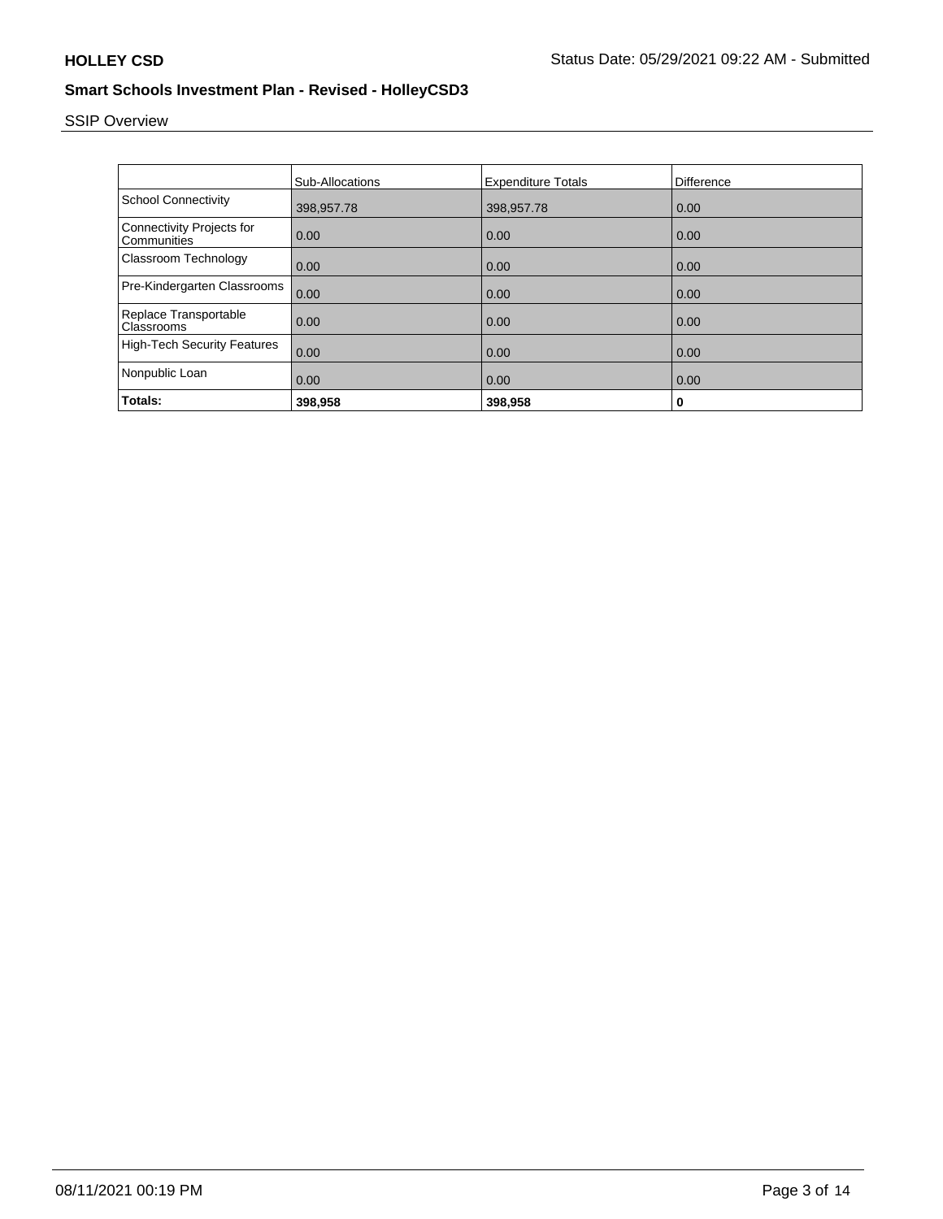## Smart Schools Investment Plan - Revised - HolleyCSD3

SSIP Overview

| | Sub-Allocations | Expenditure Totals | Difference |
|---|---|---|---|
| School Connectivity | 398,957.78 | 398,957.78 | 0.00 |
| Connectivity Projects for Communities | 0.00 | 0.00 | 0.00 |
| Classroom Technology | 0.00 | 0.00 | 0.00 |
| Pre-Kindergarten Classrooms | 0.00 | 0.00 | 0.00 |
| Replace Transportable Classrooms | 0.00 | 0.00 | 0.00 |
| High-Tech Security Features | 0.00 | 0.00 | 0.00 |
| Nonpublic Loan | 0.00 | 0.00 | 0.00 |
| **Totals:** | **398,958** | **398,958** | **0** |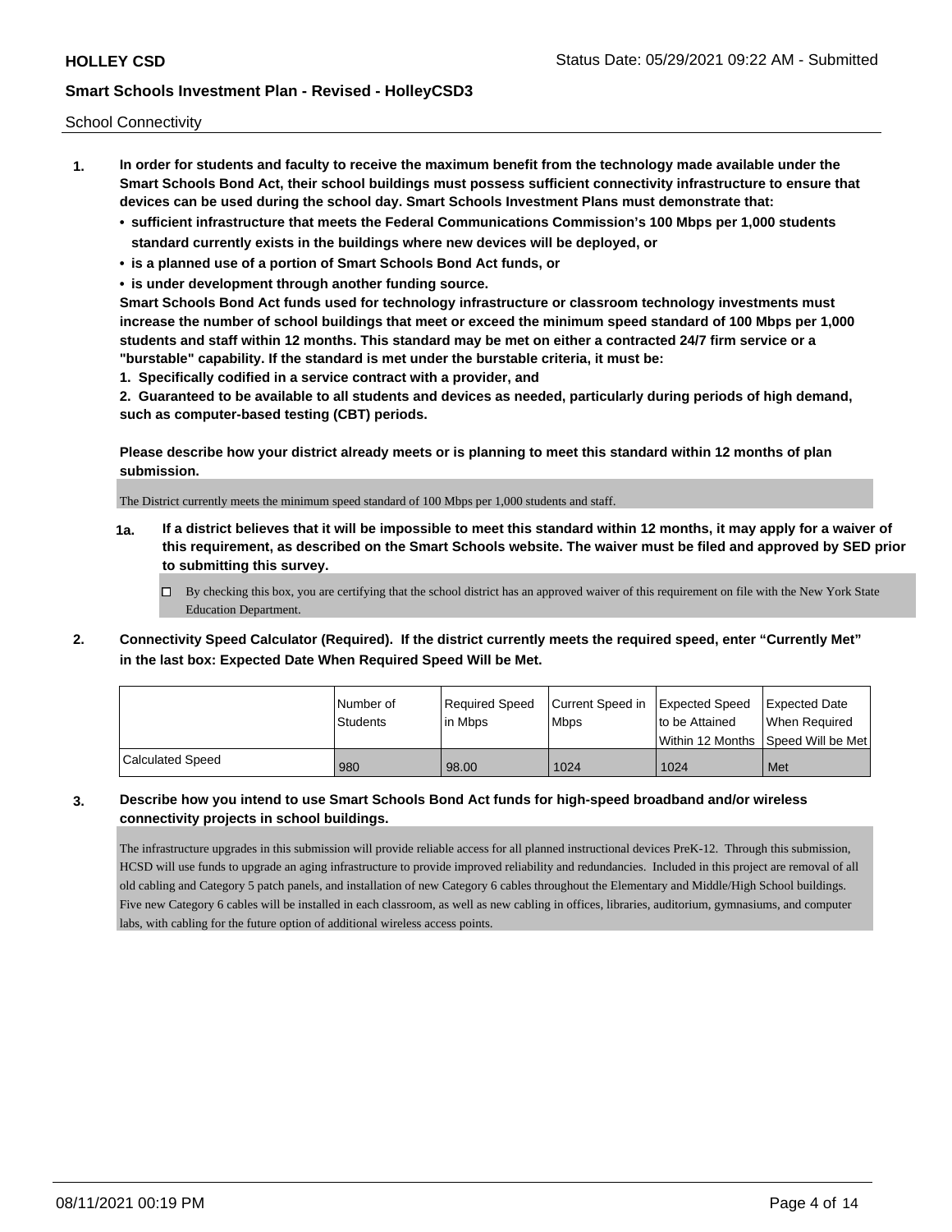School Connectivity

1. **In order for students and faculty to receive the maximum benefit from the technology made available under the Smart Schools Bond Act, their school buildings must possess sufficient connectivity infrastructure to ensure that devices can be used during the school day. Smart Schools Investment Plans must demonstrate that:**
   - **sufficient infrastructure that meets the Federal Communications Commission's 100 Mbps per 1,000 students standard currently exists in the buildings where new devices will be deployed, or**
   - **is a planned use of a portion of Smart Schools Bond Act funds, or**
   - **is under development through another funding source.**

   **Smart Schools Bond Act funds used for technology infrastructure or classroom technology investments must increase the number of school buildings that meet or exceed the minimum speed standard of 100 Mbps per 1,000 students and staff within 12 months. This standard may be met on either a contracted 24/7 firm service or a "burstable" capability. If the standard is met under the burstable criteria, it must be:**

   **1. Specifically codified in a service contract with a provider, and**

   **2. Guaranteed to be available to all students and devices as needed, particularly during periods of high demand, such as computer-based testing (CBT) periods.**

   **Please describe how your district already meets or is planning to meet this standard within 12 months of plan submission.**

   The District currently meets the minimum speed standard of 100 Mbps per 1,000 students and staff.

   **1a. If a district believes that it will be impossible to meet this standard within 12 months, it may apply for a waiver of this requirement, as described on the Smart Schools website. The waiver must be filed and approved by SED prior to submitting this survey.**

   ☐ By checking this box, you are certifying that the school district has an approved waiver of this requirement on file with the New York State Education Department.

2. **Connectivity Speed Calculator (Required). If the district currently meets the required speed, enter "Currently Met" in the last box: Expected Date When Required Speed Will be Met.**

| | Number of Students | Required Speed in Mbps | Current Speed in Mbps | Expected Speed to be Attained Within 12 Months | Expected Date When Required Speed Will be Met |
|---|---|---|---|---|---|
| Calculated Speed | 980 | 98.00 | 1024 | 1024 | Met |

3. **Describe how you intend to use Smart Schools Bond Act funds for high-speed broadband and/or wireless connectivity projects in school buildings.**

   The infrastructure upgrades in this submission will provide reliable access for all planned instructional devices PreK-12. Through this submission, HCSD will use funds to upgrade an aging infrastructure to provide improved reliability and redundancies. Included in this project are removal of all old cabling and Category 5 patch panels, and installation of new Category 6 cables throughout the Elementary and Middle/High School buildings. Five new Category 6 cables will be installed in each classroom, as well as new cabling in offices, libraries, auditorium, gymnasiums, and computer labs, with cabling for the future option of additional wireless access points.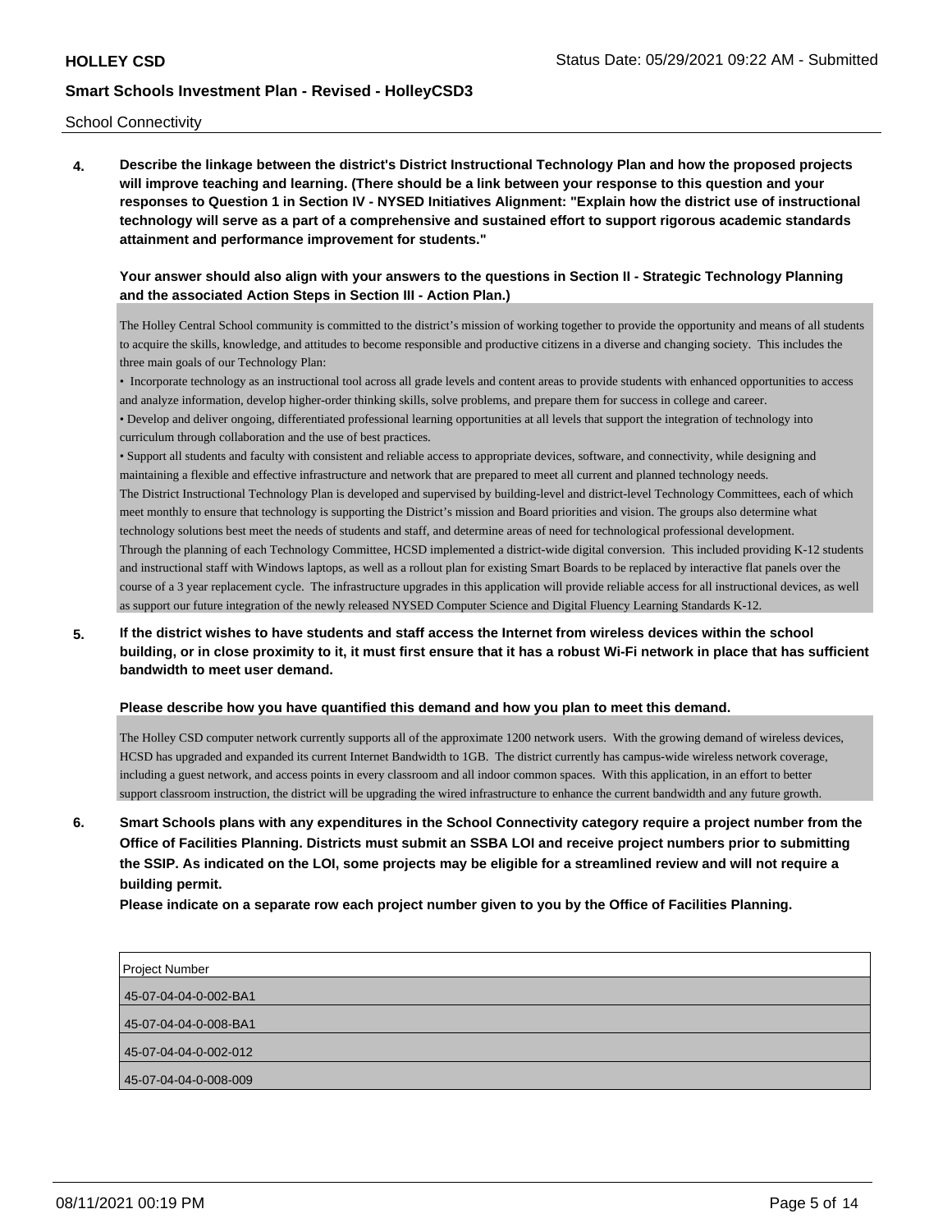School Connectivity

**4. Describe the linkage between the district's District Instructional Technology Plan and how the proposed projects will improve teaching and learning. (There should be a link between your response to this question and your responses to Question 1 in Section IV - NYSED Initiatives Alignment: "Explain how the district use of instructional technology will serve as a part of a comprehensive and sustained effort to support rigorous academic standards attainment and performance improvement for students."**

**Your answer should also align with your answers to the questions in Section II - Strategic Technology Planning and the associated Action Steps in Section III - Action Plan.)**

The Holley Central School community is committed to the district's mission of working together to provide the opportunity and means of all students to acquire the skills, knowledge, and attitudes to become responsible and productive citizens in a diverse and changing society. This includes the three main goals of our Technology Plan:

- Incorporate technology as an instructional tool across all grade levels and content areas to provide students with enhanced opportunities to access and analyze information, develop higher-order thinking skills, solve problems, and prepare them for success in college and career.
- Develop and deliver ongoing, differentiated professional learning opportunities at all levels that support the integration of technology into curriculum through collaboration and the use of best practices.
- Support all students and faculty with consistent and reliable access to appropriate devices, software, and connectivity, while designing and maintaining a flexible and effective infrastructure and network that are prepared to meet all current and planned technology needs.

The District Instructional Technology Plan is developed and supervised by building-level and district-level Technology Committees, each of which meet monthly to ensure that technology is supporting the District's mission and Board priorities and vision. The groups also determine what technology solutions best meet the needs of students and staff, and determine areas of need for technological professional development.

Through the planning of each Technology Committee, HCSD implemented a district-wide digital conversion. This included providing K-12 students and instructional staff with Windows laptops, as well as a rollout plan for existing Smart Boards to be replaced by interactive flat panels over the course of a 3 year replacement cycle. The infrastructure upgrades in this application will provide reliable access for all instructional devices, as well as support our future integration of the newly released NYSED Computer Science and Digital Fluency Learning Standards K-12.

**5. If the district wishes to have students and staff access the Internet from wireless devices within the school building, or in close proximity to it, it must first ensure that it has a robust Wi-Fi network in place that has sufficient bandwidth to meet user demand.**

**Please describe how you have quantified this demand and how you plan to meet this demand.**

The Holley CSD computer network currently supports all of the approximate 1200 network users. With the growing demand of wireless devices, HCSD has upgraded and expanded its current Internet Bandwidth to 1GB. The district currently has campus-wide wireless network coverage, including a guest network, and access points in every classroom and all indoor common spaces. With this application, in an effort to better support classroom instruction, the district will be upgrading the wired infrastructure to enhance the current bandwidth and any future growth.

**6. Smart Schools plans with any expenditures in the School Connectivity category require a project number from the Office of Facilities Planning. Districts must submit an SSBA LOI and receive project numbers prior to submitting the SSIP. As indicated on the LOI, some projects may be eligible for a streamlined review and will not require a building permit.**

**Please indicate on a separate row each project number given to you by the Office of Facilities Planning.**

| Project Number |
|---|
| 45-07-04-04-0-002-BA1 |
| 45-07-04-04-0-008-BA1 |
| 45-07-04-04-0-002-012 |
| 45-07-04-04-0-008-009 |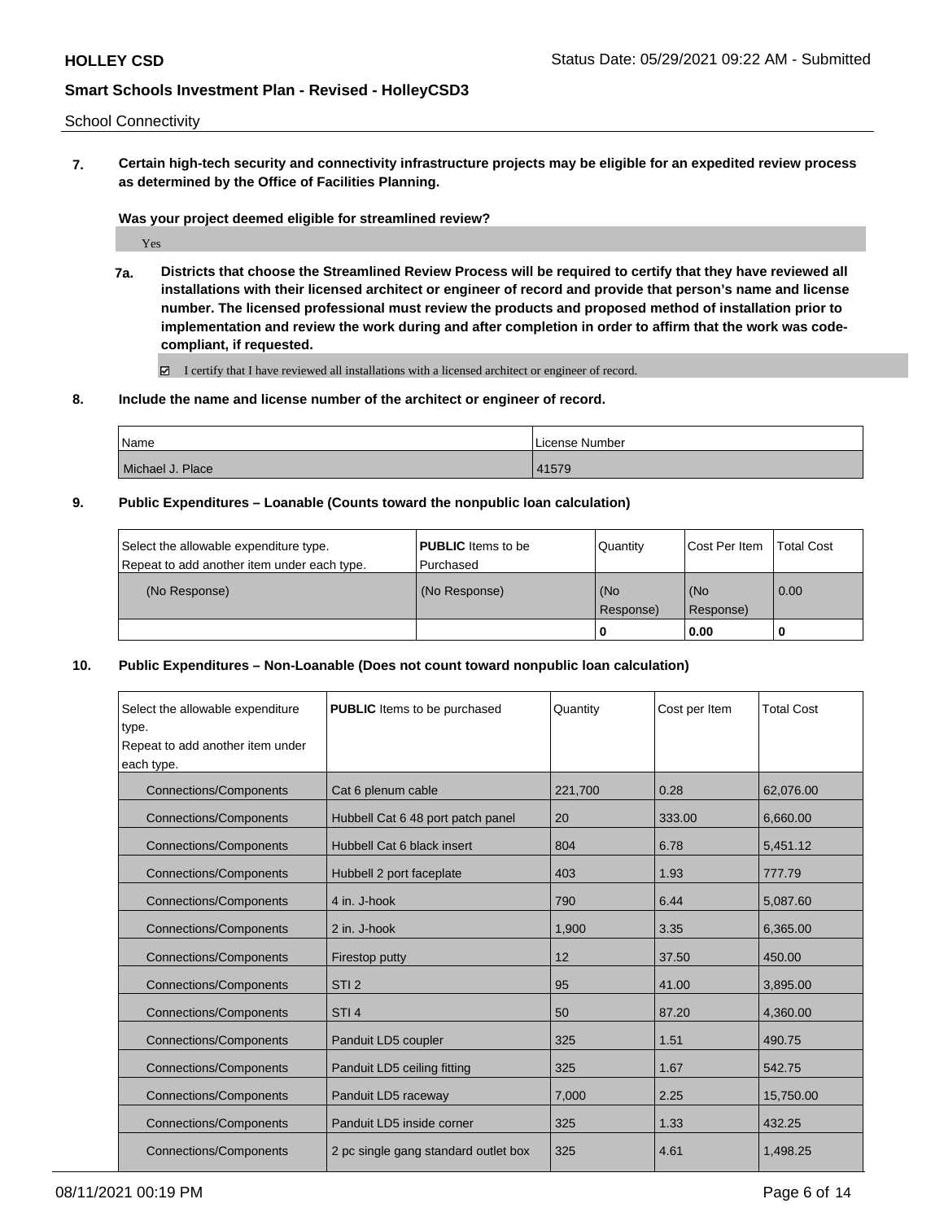School Connectivity

**7. Certain high-tech security and connectivity infrastructure projects may be eligible for an expedited review process as determined by the Office of Facilities Planning.**

**Was your project deemed eligible for streamlined review?**

Yes

**7a. Districts that choose the Streamlined Review Process will be required to certify that they have reviewed all installations with their licensed architect or engineer of record and provide that person's name and license number. The licensed professional must review the products and proposed method of installation prior to implementation and review the work during and after completion in order to affirm that the work was code-compliant, if requested.**

☑ I certify that I have reviewed all installations with a licensed architect or engineer of record.

**8. Include the name and license number of the architect or engineer of record.**

| Name | License Number |
| --- | --- |
| Michael J. Place | 41579 |

**9. Public Expenditures – Loanable (Counts toward the nonpublic loan calculation)**

| Select the allowable expenditure type. Repeat to add another item under each type. | **PUBLIC** Items to be Purchased | Quantity | Cost Per Item | Total Cost |
| --- | --- | --- | --- | --- |
| (No Response) | (No Response) | (No Response) | (No Response) | 0.00 |
| | | 0 | 0.00 | 0 |

**10. Public Expenditures – Non-Loanable (Does not count toward nonpublic loan calculation)**

| Select the allowable expenditure type. Repeat to add another item under each type. | **PUBLIC** Items to be purchased | Quantity | Cost per Item | Total Cost |
| --- | --- | --- | --- | --- |
| Connections/Components | Cat 6 plenum cable | 221,700 | 0.28 | 62,076.00 |
| Connections/Components | Hubbell Cat 6 48 port patch panel | 20 | 333.00 | 6,660.00 |
| Connections/Components | Hubbell Cat 6 black insert | 804 | 6.78 | 5,451.12 |
| Connections/Components | Hubbell 2 port faceplate | 403 | 1.93 | 777.79 |
| Connections/Components | 4 in. J-hook | 790 | 6.44 | 5,087.60 |
| Connections/Components | 2 in. J-hook | 1,900 | 3.35 | 6,365.00 |
| Connections/Components | Firestop putty | 12 | 37.50 | 450.00 |
| Connections/Components | STI 2 | 95 | 41.00 | 3,895.00 |
| Connections/Components | STI 4 | 50 | 87.20 | 4,360.00 |
| Connections/Components | Panduit LD5 coupler | 325 | 1.51 | 490.75 |
| Connections/Components | Panduit LD5 ceiling fitting | 325 | 1.67 | 542.75 |
| Connections/Components | Panduit LD5 raceway | 7,000 | 2.25 | 15,750.00 |
| Connections/Components | Panduit LD5 inside corner | 325 | 1.33 | 432.25 |
| Connections/Components | 2 pc single gang standard outlet box | 325 | 4.61 | 1,498.25 |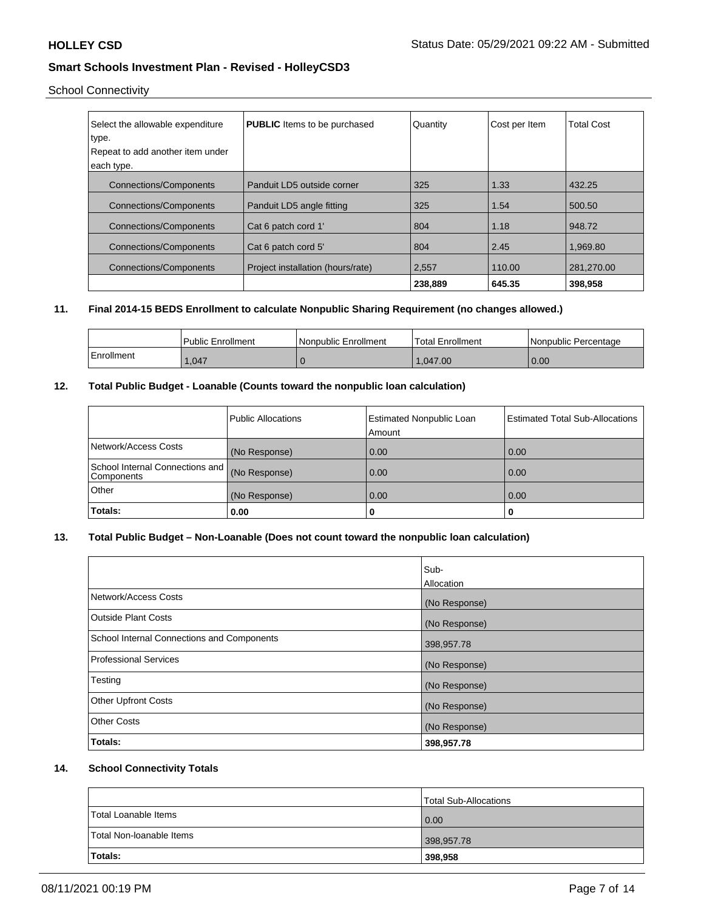## School Connectivity

| Select the allowable expenditure type. Repeat to add another item under each type. | **PUBLIC** Items to be purchased | Quantity | Cost per Item | Total Cost |
|---|---|---|---|---|
| Connections/Components | Panduit LD5 outside corner | 325 | 1.33 | 432.25 |
| Connections/Components | Panduit LD5 angle fitting | 325 | 1.54 | 500.50 |
| Connections/Components | Cat 6 patch cord 1' | 804 | 1.18 | 948.72 |
| Connections/Components | Cat 6 patch cord 5' | 804 | 2.45 | 1,969.80 |
| Connections/Components | Project installation (hours/rate) | 2,557 | 110.00 | 281,270.00 |
| | | **238,889** | **645.35** | **398,958** |

**11. Final 2014-15 BEDS Enrollment to calculate Nonpublic Sharing Requirement (no changes allowed.)**

| | Public Enrollment | Nonpublic Enrollment | Total Enrollment | Nonpublic Percentage |
|---|---|---|---|---|
| Enrollment | 1,047 | 0 | 1,047.00 | 0.00 |

**12. Total Public Budget - Loanable (Counts toward the nonpublic loan calculation)**

| | Public Allocations | Estimated Nonpublic Loan Amount | Estimated Total Sub-Allocations |
|---|---|---|---|
| Network/Access Costs | (No Response) | 0.00 | 0.00 |
| School Internal Connections and Components | (No Response) | 0.00 | 0.00 |
| Other | (No Response) | 0.00 | 0.00 |
| **Totals:** | **0.00** | **0** | **0** |

**13. Total Public Budget – Non-Loanable (Does not count toward the nonpublic loan calculation)**

| | Sub-Allocation |
|---|---|
| Network/Access Costs | (No Response) |
| Outside Plant Costs | (No Response) |
| School Internal Connections and Components | 398,957.78 |
| Professional Services | (No Response) |
| Testing | (No Response) |
| Other Upfront Costs | (No Response) |
| Other Costs | (No Response) |
| **Totals:** | **398,957.78** |

**14. School Connectivity Totals**

| | Total Sub-Allocations |
|---|---|
| Total Loanable Items | 0.00 |
| Total Non-loanable Items | 398,957.78 |
| **Totals:** | **398,958** |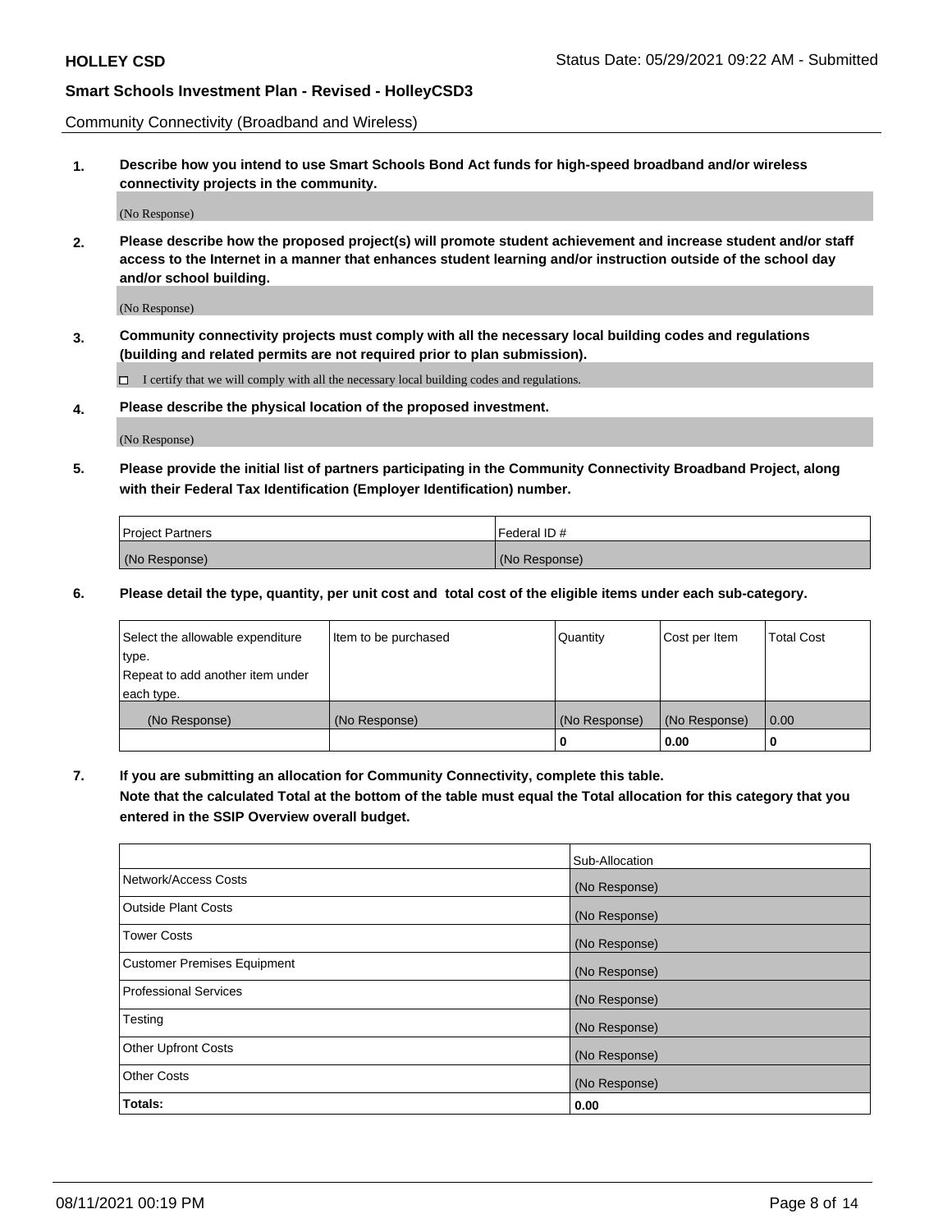Community Connectivity (Broadband and Wireless)

**1. Describe how you intend to use Smart Schools Bond Act funds for high-speed broadband and/or wireless connectivity projects in the community.**

(No Response)

**2. Please describe how the proposed project(s) will promote student achievement and increase student and/or staff access to the Internet in a manner that enhances student learning and/or instruction outside of the school day and/or school building.**

(No Response)

**3. Community connectivity projects must comply with all the necessary local building codes and regulations (building and related permits are not required prior to plan submission).**

☐ I certify that we will comply with all the necessary local building codes and regulations.

**4. Please describe the physical location of the proposed investment.**

(No Response)

**5. Please provide the initial list of partners participating in the Community Connectivity Broadband Project, along with their Federal Tax Identification (Employer Identification) number.**

| Project Partners | Federal ID # |
|---|---|
| (No Response) | (No Response) |

**6. Please detail the type, quantity, per unit cost and total cost of the eligible items under each sub-category.**

| Select the allowable expenditure type. Repeat to add another item under each type. | Item to be purchased | Quantity | Cost per Item | Total Cost |
|---|---|---|---|---|
| (No Response) | (No Response) | (No Response) | (No Response) | 0.00 |
| | | **0** | **0.00** | **0** |

**7. If you are submitting an allocation for Community Connectivity, complete this table. Note that the calculated Total at the bottom of the table must equal the Total allocation for this category that you entered in the SSIP Overview overall budget.**

| | Sub-Allocation |
|---|---|
| Network/Access Costs | (No Response) |
| Outside Plant Costs | (No Response) |
| Tower Costs | (No Response) |
| Customer Premises Equipment | (No Response) |
| Professional Services | (No Response) |
| Testing | (No Response) |
| Other Upfront Costs | (No Response) |
| Other Costs | (No Response) |
| **Totals:** | **0.00** |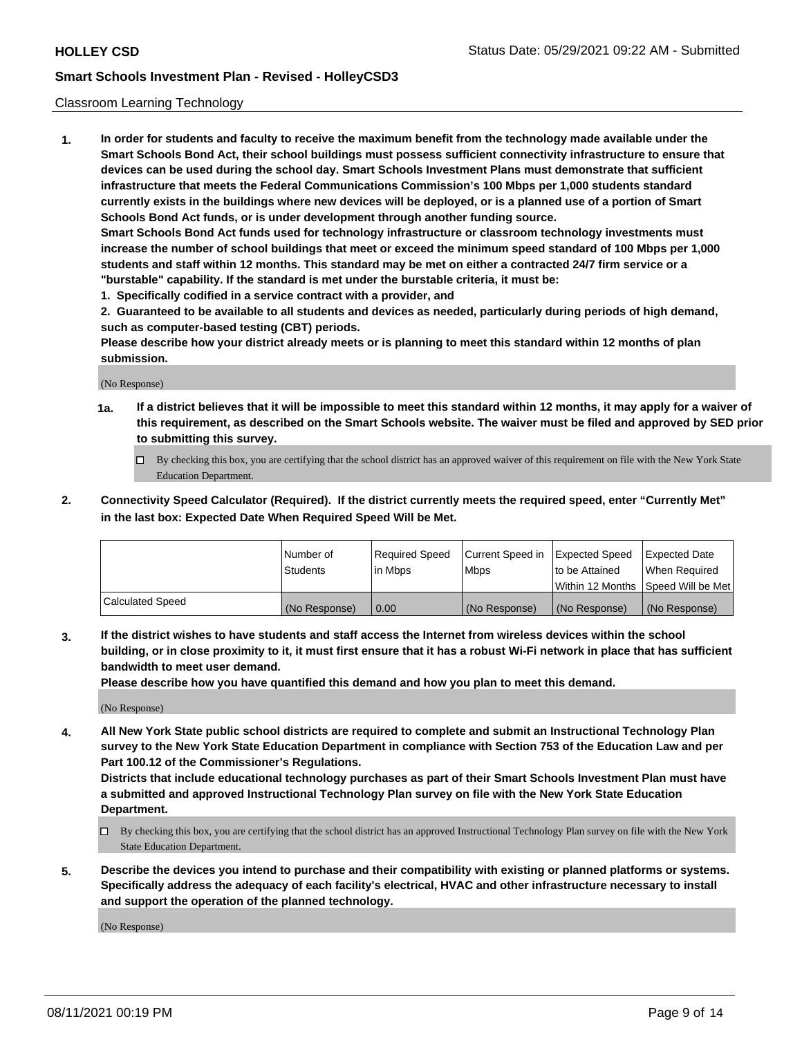Classroom Learning Technology

**1. In order for students and faculty to receive the maximum benefit from the technology made available under the Smart Schools Bond Act, their school buildings must possess sufficient connectivity infrastructure to ensure that devices can be used during the school day. Smart Schools Investment Plans must demonstrate that sufficient infrastructure that meets the Federal Communications Commission's 100 Mbps per 1,000 students standard currently exists in the buildings where new devices will be deployed, or is a planned use of a portion of Smart Schools Bond Act funds, or is under development through another funding source.**

**Smart Schools Bond Act funds used for technology infrastructure or classroom technology investments must increase the number of school buildings that meet or exceed the minimum speed standard of 100 Mbps per 1,000 students and staff within 12 months. This standard may be met on either a contracted 24/7 firm service or a "burstable" capability. If the standard is met under the burstable criteria, it must be:**

**1. Specifically codified in a service contract with a provider, and**

**2. Guaranteed to be available to all students and devices as needed, particularly during periods of high demand, such as computer-based testing (CBT) periods.**

**Please describe how your district already meets or is planning to meet this standard within 12 months of plan submission.**

(No Response)

**1a. If a district believes that it will be impossible to meet this standard within 12 months, it may apply for a waiver of this requirement, as described on the Smart Schools website. The waiver must be filed and approved by SED prior to submitting this survey.**

- ☐ By checking this box, you are certifying that the school district has an approved waiver of this requirement on file with the New York State Education Department.

**2. Connectivity Speed Calculator (Required). If the district currently meets the required speed, enter "Currently Met" in the last box: Expected Date When Required Speed Will be Met.**

| | Number of Students | Required Speed in Mbps | Current Speed in Mbps | Expected Speed to be Attained Within 12 Months | Expected Date When Required Speed Will be Met |
|---|---|---|---|---|---|
| Calculated Speed | (No Response) | 0.00 | (No Response) | (No Response) | (No Response) |

**3. If the district wishes to have students and staff access the Internet from wireless devices within the school building, or in close proximity to it, it must first ensure that it has a robust Wi-Fi network in place that has sufficient bandwidth to meet user demand.**

**Please describe how you have quantified this demand and how you plan to meet this demand.**

(No Response)

**4. All New York State public school districts are required to complete and submit an Instructional Technology Plan survey to the New York State Education Department in compliance with Section 753 of the Education Law and per Part 100.12 of the Commissioner's Regulations.**

**Districts that include educational technology purchases as part of their Smart Schools Investment Plan must have a submitted and approved Instructional Technology Plan survey on file with the New York State Education Department.**

- ☐ By checking this box, you are certifying that the school district has an approved Instructional Technology Plan survey on file with the New York State Education Department.

**5. Describe the devices you intend to purchase and their compatibility with existing or planned platforms or systems. Specifically address the adequacy of each facility's electrical, HVAC and other infrastructure necessary to install and support the operation of the planned technology.**

(No Response)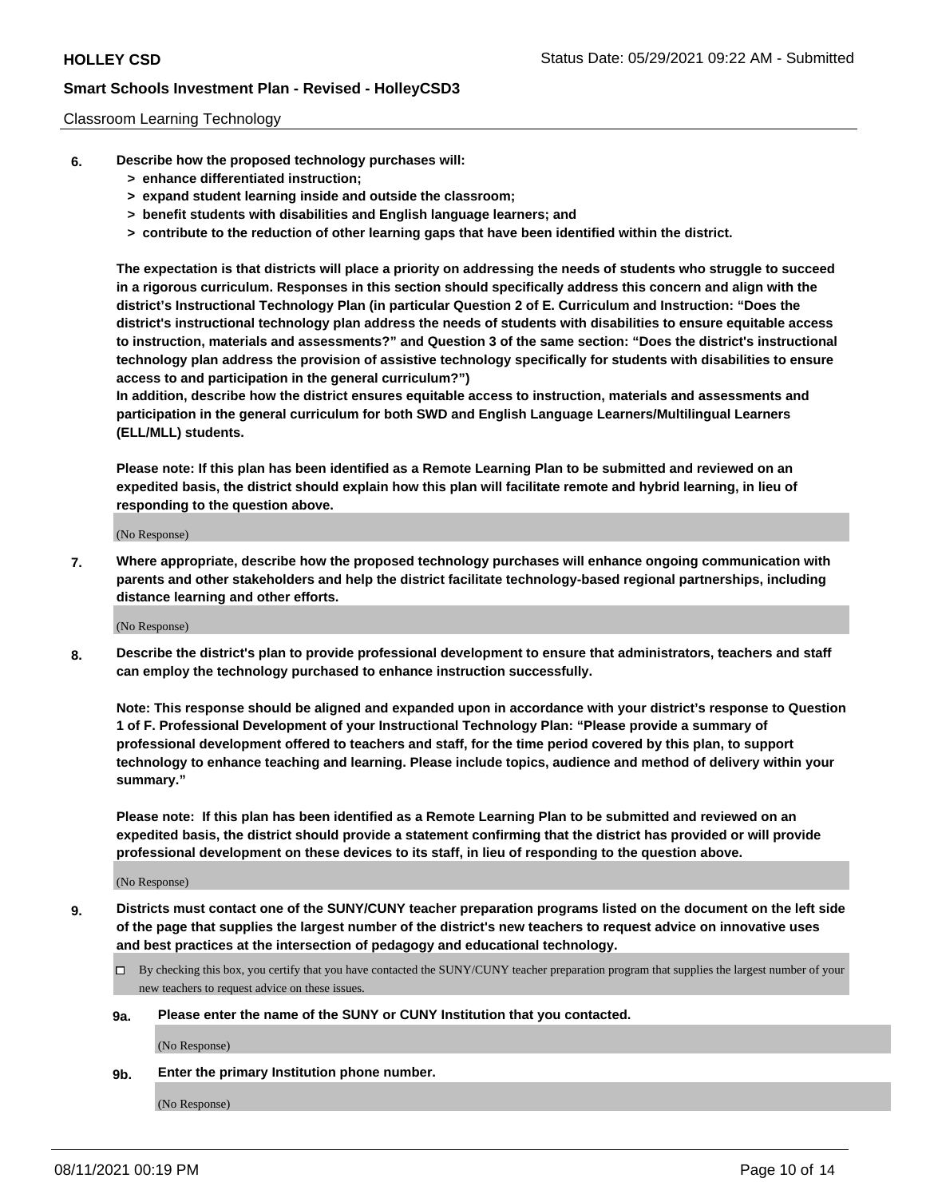Classroom Learning Technology

6. **Describe how the proposed technology purchases will:**
   - **> enhance differentiated instruction;**
   - **> expand student learning inside and outside the classroom;**
   - **> benefit students with disabilities and English language learners; and**
   - **> contribute to the reduction of other learning gaps that have been identified within the district.**

   **The expectation is that districts will place a priority on addressing the needs of students who struggle to succeed in a rigorous curriculum. Responses in this section should specifically address this concern and align with the district's Instructional Technology Plan (in particular Question 2 of E. Curriculum and Instruction: "Does the district's instructional technology plan address the needs of students with disabilities to ensure equitable access to instruction, materials and assessments?" and Question 3 of the same section: "Does the district's instructional technology plan address the provision of assistive technology specifically for students with disabilities to ensure access to and participation in the general curriculum?")**

   **In addition, describe how the district ensures equitable access to instruction, materials and assessments and participation in the general curriculum for both SWD and English Language Learners/Multilingual Learners (ELL/MLL) students.**

   **Please note: If this plan has been identified as a Remote Learning Plan to be submitted and reviewed on an expedited basis, the district should explain how this plan will facilitate remote and hybrid learning, in lieu of responding to the question above.**

   (No Response)

7. **Where appropriate, describe how the proposed technology purchases will enhance ongoing communication with parents and other stakeholders and help the district facilitate technology-based regional partnerships, including distance learning and other efforts.**

   (No Response)

8. **Describe the district's plan to provide professional development to ensure that administrators, teachers and staff can employ the technology purchased to enhance instruction successfully.**

   **Note: This response should be aligned and expanded upon in accordance with your district's response to Question 1 of F. Professional Development of your Instructional Technology Plan: "Please provide a summary of professional development offered to teachers and staff, for the time period covered by this plan, to support technology to enhance teaching and learning. Please include topics, audience and method of delivery within your summary."**

   **Please note: If this plan has been identified as a Remote Learning Plan to be submitted and reviewed on an expedited basis, the district should provide a statement confirming that the district has provided or will provide professional development on these devices to its staff, in lieu of responding to the question above.**

   (No Response)

9. **Districts must contact one of the SUNY/CUNY teacher preparation programs listed on the document on the left side of the page that supplies the largest number of the district's new teachers to request advice on innovative uses and best practices at the intersection of pedagogy and educational technology.**

   ☐ By checking this box, you certify that you have contacted the SUNY/CUNY teacher preparation program that supplies the largest number of your new teachers to request advice on these issues.

   **9a. Please enter the name of the SUNY or CUNY Institution that you contacted.**

   (No Response)

   **9b. Enter the primary Institution phone number.**

   (No Response)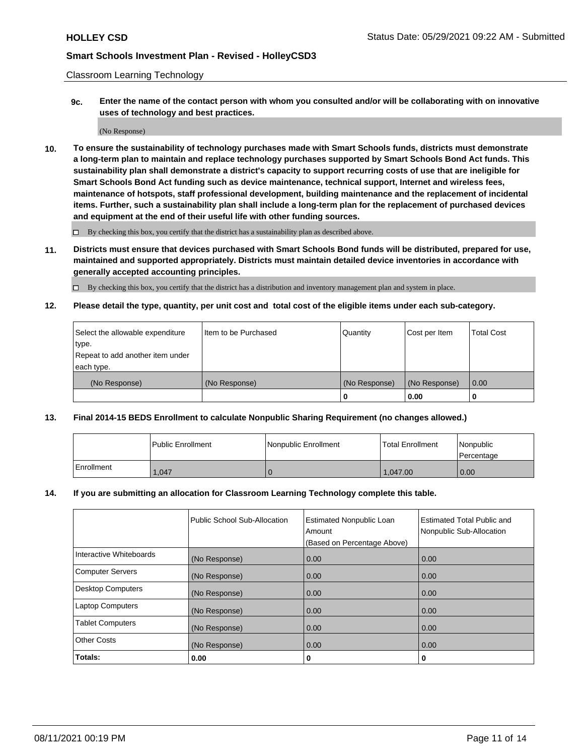Classroom Learning Technology

**9c. Enter the name of the contact person with whom you consulted and/or will be collaborating with on innovative uses of technology and best practices.**

(No Response)

**10. To ensure the sustainability of technology purchases made with Smart Schools funds, districts must demonstrate a long-term plan to maintain and replace technology purchases supported by Smart Schools Bond Act funds. This sustainability plan shall demonstrate a district's capacity to support recurring costs of use that are ineligible for Smart Schools Bond Act funding such as device maintenance, technical support, Internet and wireless fees, maintenance of hotspots, staff professional development, building maintenance and the replacement of incidental items. Further, such a sustainability plan shall include a long-term plan for the replacement of purchased devices and equipment at the end of their useful life with other funding sources.**

☐ By checking this box, you certify that the district has a sustainability plan as described above.

**11. Districts must ensure that devices purchased with Smart Schools Bond funds will be distributed, prepared for use, maintained and supported appropriately. Districts must maintain detailed device inventories in accordance with generally accepted accounting principles.**

☐ By checking this box, you certify that the district has a distribution and inventory management plan and system in place.

**12. Please detail the type, quantity, per unit cost and total cost of the eligible items under each sub-category.**

| Select the allowable expenditure type. Repeat to add another item under each type. | Item to be Purchased | Quantity | Cost per Item | Total Cost |
|---|---|---|---|---|
| (No Response) | (No Response) | (No Response) | (No Response) | 0.00 |
| | | 0 | 0.00 | 0 |

**13. Final 2014-15 BEDS Enrollment to calculate Nonpublic Sharing Requirement (no changes allowed.)**

| | Public Enrollment | Nonpublic Enrollment | Total Enrollment | Nonpublic Percentage |
|---|---|---|---|---|
| Enrollment | 1,047 | 0 | 1,047.00 | 0.00 |

**14. If you are submitting an allocation for Classroom Learning Technology complete this table.**

| | Public School Sub-Allocation | Estimated Nonpublic Loan Amount (Based on Percentage Above) | Estimated Total Public and Nonpublic Sub-Allocation |
|---|---|---|---|
| Interactive Whiteboards | (No Response) | 0.00 | 0.00 |
| Computer Servers | (No Response) | 0.00 | 0.00 |
| Desktop Computers | (No Response) | 0.00 | 0.00 |
| Laptop Computers | (No Response) | 0.00 | 0.00 |
| Tablet Computers | (No Response) | 0.00 | 0.00 |
| Other Costs | (No Response) | 0.00 | 0.00 |
| **Totals:** | **0.00** | **0** | **0** |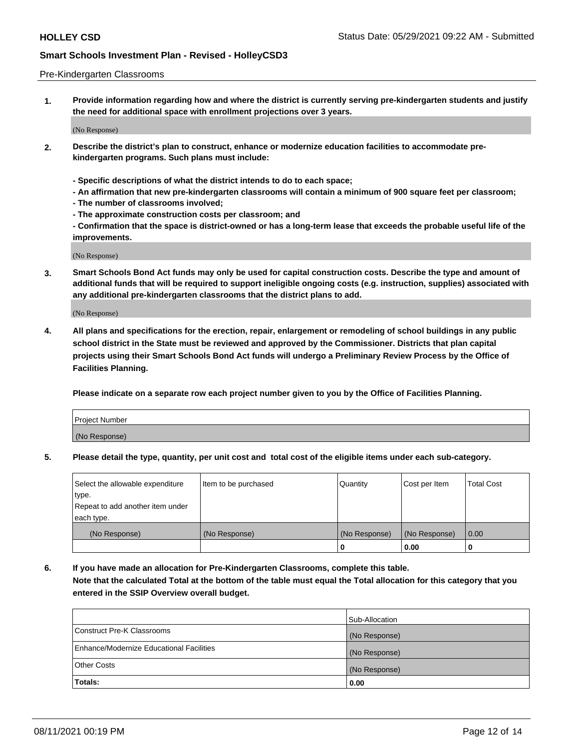Pre-Kindergarten Classrooms

**1. Provide information regarding how and where the district is currently serving pre-kindergarten students and justify the need for additional space with enrollment projections over 3 years.**

(No Response)

**2. Describe the district's plan to construct, enhance or modernize education facilities to accommodate pre-kindergarten programs. Such plans must include:**

**- Specific descriptions of what the district intends to do to each space;**
**- An affirmation that new pre-kindergarten classrooms will contain a minimum of 900 square feet per classroom;**
**- The number of classrooms involved;**
**- The approximate construction costs per classroom; and**
**- Confirmation that the space is district-owned or has a long-term lease that exceeds the probable useful life of the improvements.**

(No Response)

**3. Smart Schools Bond Act funds may only be used for capital construction costs. Describe the type and amount of additional funds that will be required to support ineligible ongoing costs (e.g. instruction, supplies) associated with any additional pre-kindergarten classrooms that the district plans to add.**

(No Response)

**4. All plans and specifications for the erection, repair, enlargement or remodeling of school buildings in any public school district in the State must be reviewed and approved by the Commissioner. Districts that plan capital projects using their Smart Schools Bond Act funds will undergo a Preliminary Review Process by the Office of Facilities Planning.**

**Please indicate on a separate row each project number given to you by the Office of Facilities Planning.**

| Project Number |
|---|
| (No Response) |

**5. Please detail the type, quantity, per unit cost and total cost of the eligible items under each sub-category.**

| Select the allowable expenditure type. Repeat to add another item under each type. | Item to be purchased | Quantity | Cost per Item | Total Cost |
|---|---|---|---|---|
| (No Response) | (No Response) | (No Response) | (No Response) | 0.00 |
| | | 0 | 0.00 | 0 |

**6. If you have made an allocation for Pre-Kindergarten Classrooms, complete this table. Note that the calculated Total at the bottom of the table must equal the Total allocation for this category that you entered in the SSIP Overview overall budget.**

| | Sub-Allocation |
|---|---|
| Construct Pre-K Classrooms | (No Response) |
| Enhance/Modernize Educational Facilities | (No Response) |
| Other Costs | (No Response) |
| **Totals:** | **0.00** |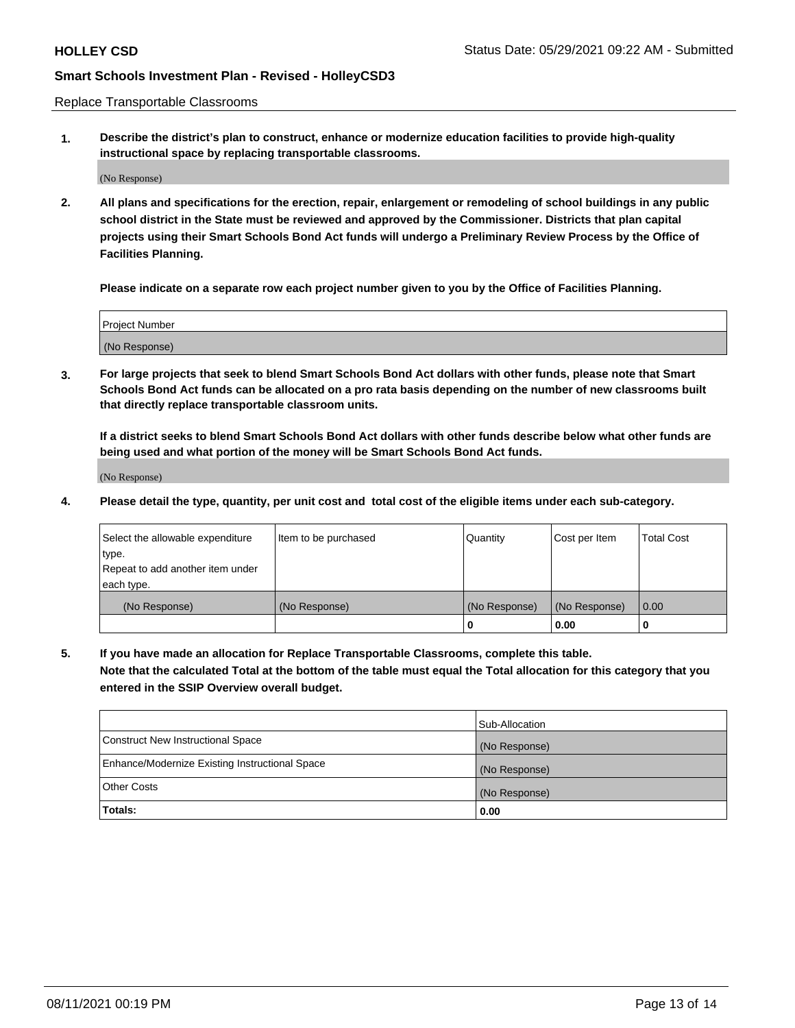Replace Transportable Classrooms

**1. Describe the district's plan to construct, enhance or modernize education facilities to provide high-quality instructional space by replacing transportable classrooms.**

(No Response)

**2. All plans and specifications for the erection, repair, enlargement or remodeling of school buildings in any public school district in the State must be reviewed and approved by the Commissioner. Districts that plan capital projects using their Smart Schools Bond Act funds will undergo a Preliminary Review Process by the Office of Facilities Planning.**

**Please indicate on a separate row each project number given to you by the Office of Facilities Planning.**

| Project Number |
|---|
| (No Response) |

**3. For large projects that seek to blend Smart Schools Bond Act dollars with other funds, please note that Smart Schools Bond Act funds can be allocated on a pro rata basis depending on the number of new classrooms built that directly replace transportable classroom units.**

**If a district seeks to blend Smart Schools Bond Act dollars with other funds describe below what other funds are being used and what portion of the money will be Smart Schools Bond Act funds.**

(No Response)

**4. Please detail the type, quantity, per unit cost and total cost of the eligible items under each sub-category.**

| Select the allowable expenditure type. Repeat to add another item under each type. | Item to be purchased | Quantity | Cost per Item | Total Cost |
|---|---|---|---|---|
| (No Response) | (No Response) | (No Response) | (No Response) | 0.00 |
| | | 0 | 0.00 | 0 |

**5. If you have made an allocation for Replace Transportable Classrooms, complete this table. Note that the calculated Total at the bottom of the table must equal the Total allocation for this category that you entered in the SSIP Overview overall budget.**

| | Sub-Allocation |
|---|---|
| Construct New Instructional Space | (No Response) |
| Enhance/Modernize Existing Instructional Space | (No Response) |
| Other Costs | (No Response) |
| **Totals:** | **0.00** |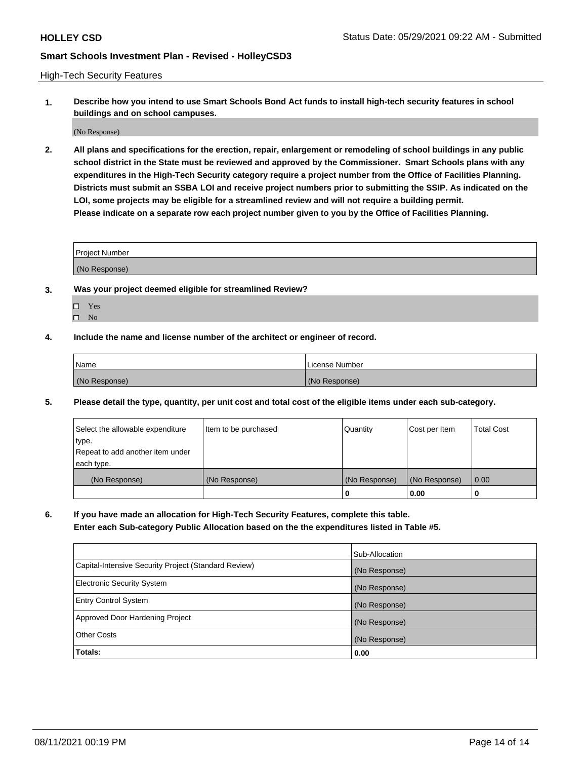High-Tech Security Features

**1. Describe how you intend to use Smart Schools Bond Act funds to install high-tech security features in school buildings and on school campuses.**

(No Response)

**2. All plans and specifications for the erection, repair, enlargement or remodeling of school buildings in any public school district in the State must be reviewed and approved by the Commissioner. Smart Schools plans with any expenditures in the High-Tech Security category require a project number from the Office of Facilities Planning. Districts must submit an SSBA LOI and receive project numbers prior to submitting the SSIP. As indicated on the LOI, some projects may be eligible for a streamlined review and will not require a building permit. Please indicate on a separate row each project number given to you by the Office of Facilities Planning.**

| Project Number |
| --- |
| (No Response) |

**3. Was your project deemed eligible for streamlined Review?**

- ☐ Yes
- ☐ No

**4. Include the name and license number of the architect or engineer of record.**

| Name | License Number |
| --- | --- |
| (No Response) | (No Response) |

**5. Please detail the type, quantity, per unit cost and total cost of the eligible items under each sub-category.**

| Select the allowable expenditure type. Repeat to add another item under each type. | Item to be purchased | Quantity | Cost per Item | Total Cost |
| --- | --- | --- | --- | --- |
| (No Response) | (No Response) | (No Response) | (No Response) | 0.00 |
| | | 0 | 0.00 | 0 |

**6. If you have made an allocation for High-Tech Security Features, complete this table. Enter each Sub-category Public Allocation based on the the expenditures listed in Table #5.**

| | Sub-Allocation |
| --- | --- |
| Capital-Intensive Security Project (Standard Review) | (No Response) |
| Electronic Security System | (No Response) |
| Entry Control System | (No Response) |
| Approved Door Hardening Project | (No Response) |
| Other Costs | (No Response) |
| **Totals:** | **0.00** |